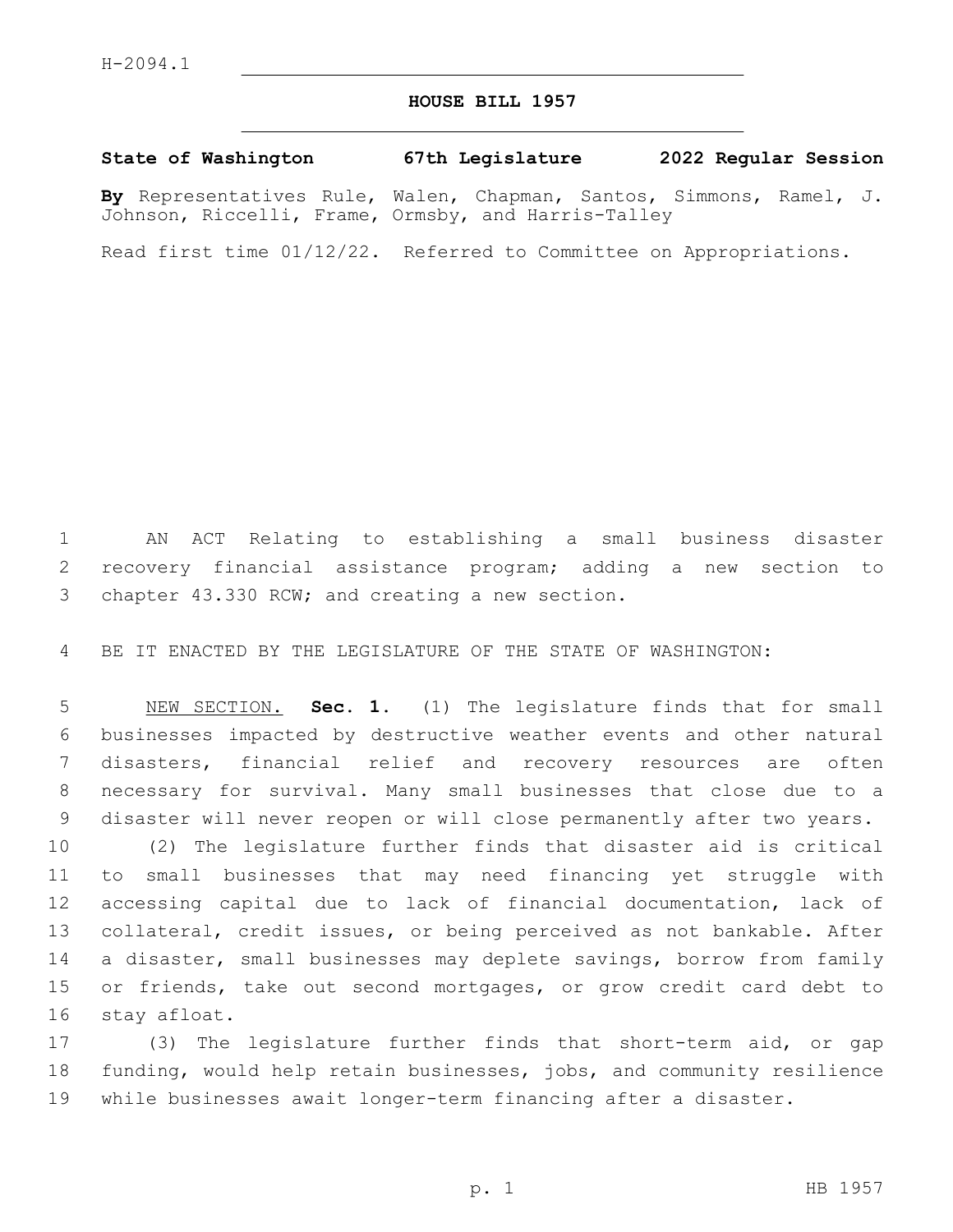H-2094.1

# HOUSE BILL 1957

**State of Washington 67th Legislature 2022 Regular Session**

**By** Representatives Rule, Walen, Chapman, Santos, Simmons, Ramel, J. Johnson, Riccelli, Frame, Ormsby, and Harris-Talley

Read first time 01/12/22. Referred to Committee on Appropriations.

AN ACT Relating to establishing a small business disaster recovery financial assistance program; adding a new section to chapter 43.330 RCW; and creating a new section.

BE IT ENACTED BY THE LEGISLATURE OF THE STATE OF WASHINGTON:

NEW SECTION. **Sec. 1.** (1) The legislature finds that for small businesses impacted by destructive weather events and other natural disasters, financial relief and recovery resources are often necessary for survival. Many small businesses that close due to a disaster will never reopen or will close permanently after two years.

(2) The legislature further finds that disaster aid is critical to small businesses that may need financing yet struggle with accessing capital due to lack of financial documentation, lack of collateral, credit issues, or being perceived as not bankable. After a disaster, small businesses may deplete savings, borrow from family or friends, take out second mortgages, or grow credit card debt to stay afloat.

(3) The legislature further finds that short-term aid, or gap funding, would help retain businesses, jobs, and community resilience while businesses await longer-term financing after a disaster.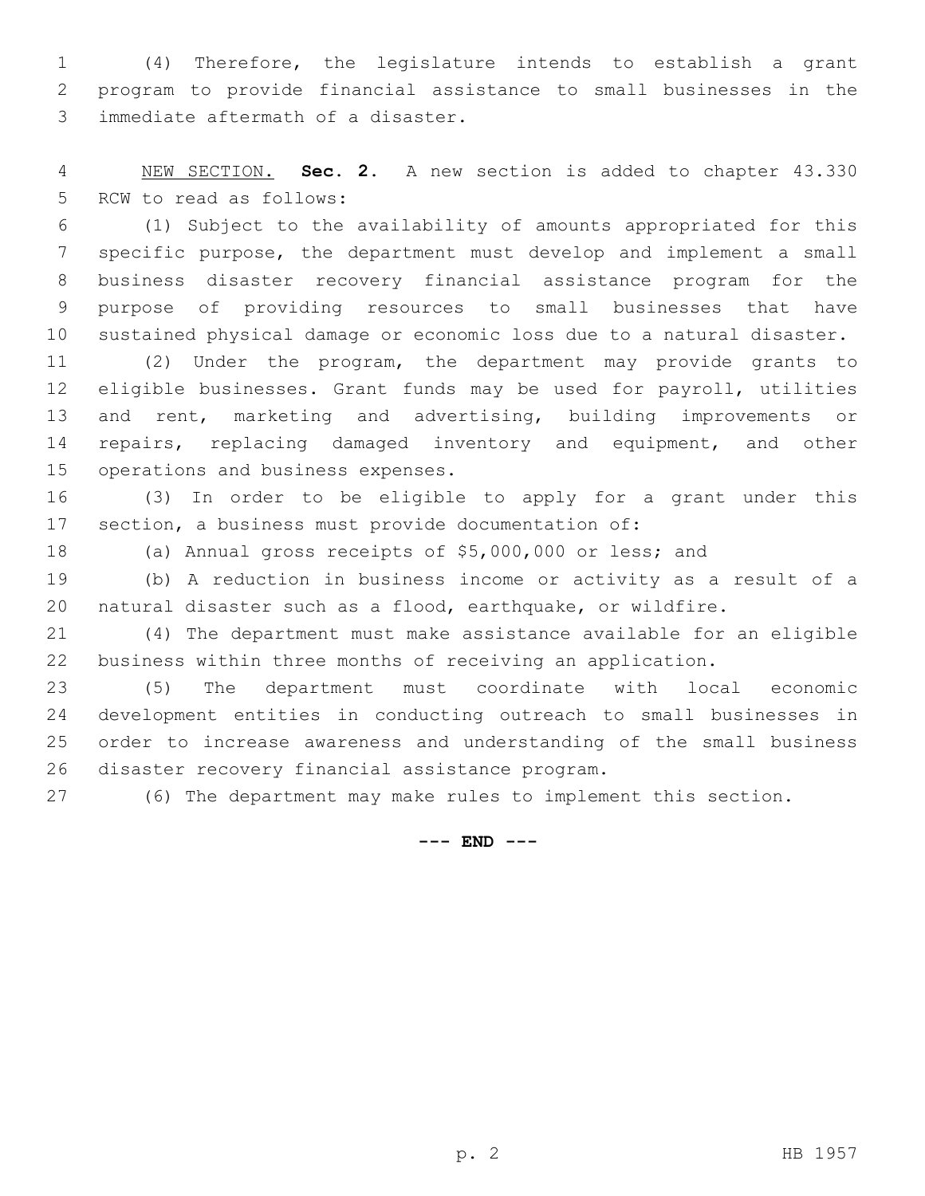(4) Therefore, the legislature intends to establish a grant program to provide financial assistance to small businesses in the immediate aftermath of a disaster.

NEW SECTION. **Sec. 2.** A new section is added to chapter 43.330 RCW to read as follows:

(1) Subject to the availability of amounts appropriated for this specific purpose, the department must develop and implement a small business disaster recovery financial assistance program for the purpose of providing resources to small businesses that have sustained physical damage or economic loss due to a natural disaster.

(2) Under the program, the department may provide grants to eligible businesses. Grant funds may be used for payroll, utilities and rent, marketing and advertising, building improvements or repairs, replacing damaged inventory and equipment, and other operations and business expenses.

(3) In order to be eligible to apply for a grant under this section, a business must provide documentation of:

(a) Annual gross receipts of $5,000,000 or less; and

(b) A reduction in business income or activity as a result of a natural disaster such as a flood, earthquake, or wildfire.

(4) The department must make assistance available for an eligible business within three months of receiving an application.

(5) The department must coordinate with local economic development entities in conducting outreach to small businesses in order to increase awareness and understanding of the small business disaster recovery financial assistance program.

(6) The department may make rules to implement this section.

**--- END ---**